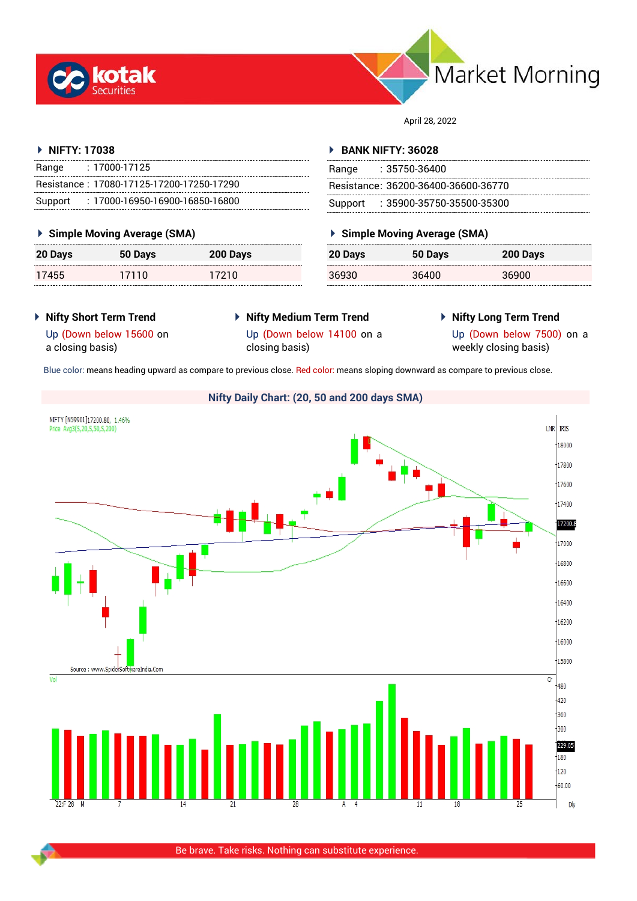# Market Morning

April 28, 2022

## NIFTY: 17038

| | |
|---|---|
| Range | : 17000-17125 |
| Resistance | : 17080-17125-17200-17250-17290 |
| Support | : 17000-16950-16900-16850-16800 |

### Simple Moving Average (SMA)

| 20 Days | 50 Days | 200 Days |
|---|---|---|
| 17455 | 17110 | 17210 |

## BANK NIFTY: 36028

| | |
|---|---|
| Range | : 35750-36400 |
| Resistance | : 36200-36400-36600-36770 |
| Support | : 35900-35750-35500-35300 |

### Simple Moving Average (SMA)

| 20 Days | 50 Days | 200 Days |
|---|---|---|
| 36930 | 36400 | 36900 |

### Nifty Short Term Trend

Up (Down below 15600 on a closing basis)

### Nifty Medium Term Trend

Up (Down below 14100 on a closing basis)

### Nifty Long Term Trend

Up (Down below 7500) on a weekly closing basis)

Blue color: means heading upward as compare to previous close. Red color: means sloping downward as compare to previous close.

### Nifty Daily Chart: (20, 50 and 200 days SMA)

Be brave. Take risks. Nothing can substitute experience.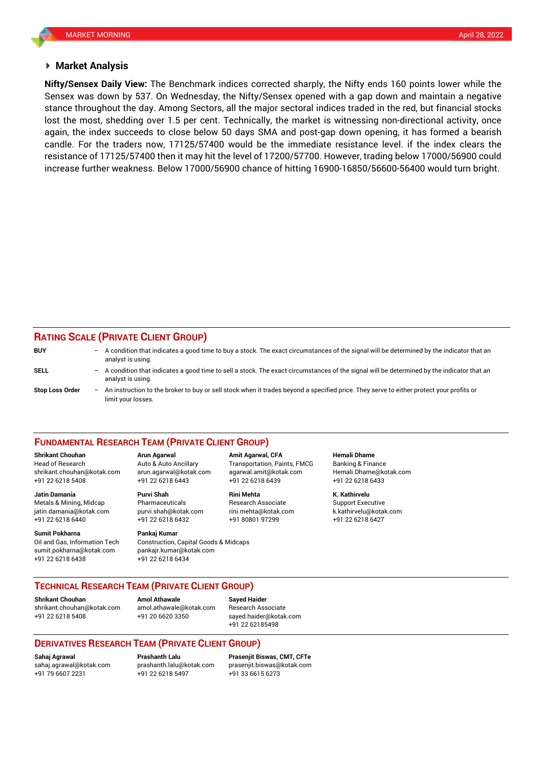## Market Analysis

**Nifty/Sensex Daily View:** The Benchmark indices corrected sharply, the Nifty ends 160 points lower while the Sensex was down by 537. On Wednesday, the Nifty/Sensex opened with a gap down and maintain a negative stance throughout the day. Among Sectors, all the major sectoral indices traded in the red, but financial stocks lost the most, shedding over 1.5 per cent. Technically, the market is witnessing non-directional activity, once again, the index succeeds to close below 50 days SMA and post-gap down opening, it has formed a bearish candle. For the traders now, 17125/57400 would be the immediate resistance level. if the index clears the resistance of 17125/57400 then it may hit the level of 17200/57700. However, trading below 17000/56900 could increase further weakness. Below 17000/56900 chance of hitting 16900-16850/56600-56400 would turn bright.

## RATING SCALE (PRIVATE CLIENT GROUP)

**BUY** – A condition that indicates a good time to buy a stock. The exact circumstances of the signal will be determined by the indicator that an analyst is using.

**SELL** – A condition that indicates a good time to sell a stock. The exact circumstances of the signal will be determined by the indicator that an analyst is using.

**Stop Loss Order** – An instruction to the broker to buy or sell stock when it trades beyond a specified price. They serve to either protect your profits or limit your losses.

## FUNDAMENTAL RESEARCH TEAM (PRIVATE CLIENT GROUP)

**Shrikant Chouhan**
Head of Research
shrikant.chouhan@kotak.com
+91 22 6218 5408

**Arun Agarwal**
Auto & Auto Ancillary
arun.agarwal@kotak.com
+91 22 6218 6443

**Amit Agarwal, CFA**
Transportation, Paints, FMCG
agarwal.amit@kotak.com
+91 22 6218 6439

**Hemali Dhame**
Banking & Finance
Hemali.Dhame@kotak.com
+91 22 6218 6433

**Jatin Damania**
Metals & Mining, Midcap
jatin.damania@kotak.com
+91 22 6218 6440

**Purvi Shah**
Pharmaceuticals
purvi.shah@kotak.com
+91 22 6218 6432

**Rini Mehta**
Research Associate
rini.mehta@kotak.com
+91 80801 97299

**K. Kathirvelu**
Support Executive
k.kathirvelu@kotak.com
+91 22 6218 6427

**Sumit Pokharna**
Oil and Gas, Information Tech
sumit.pokharna@kotak.com
+91 22 6218 6438

**Pankaj Kumar**
Construction, Capital Goods & Midcaps
pankajr.kumar@kotak.com
+91 22 6218 6434

## TECHNICAL RESEARCH TEAM (PRIVATE CLIENT GROUP)

**Shrikant Chouhan**
shrikant.chouhan@kotak.com
+91 22 6218 5408

**Amol Athawale**
amol.athawale@kotak.com
+91 20 6620 3350

**Sayed Haider**
Research Associate
sayed.haider@kotak.com
+91 22 62185498

## DERIVATIVES RESEARCH TEAM (PRIVATE CLIENT GROUP)

**Sahaj Agrawal**
sahaj.agrawal@kotak.com
+91 79 6607 2231

**Prashanth Lalu**
prashanth.lalu@kotak.com
+91 22 6218 5497

**Prasenjit Biswas, CMT, CFTe**
prasenjit.biswas@kotak.com
+91 33 6615 6273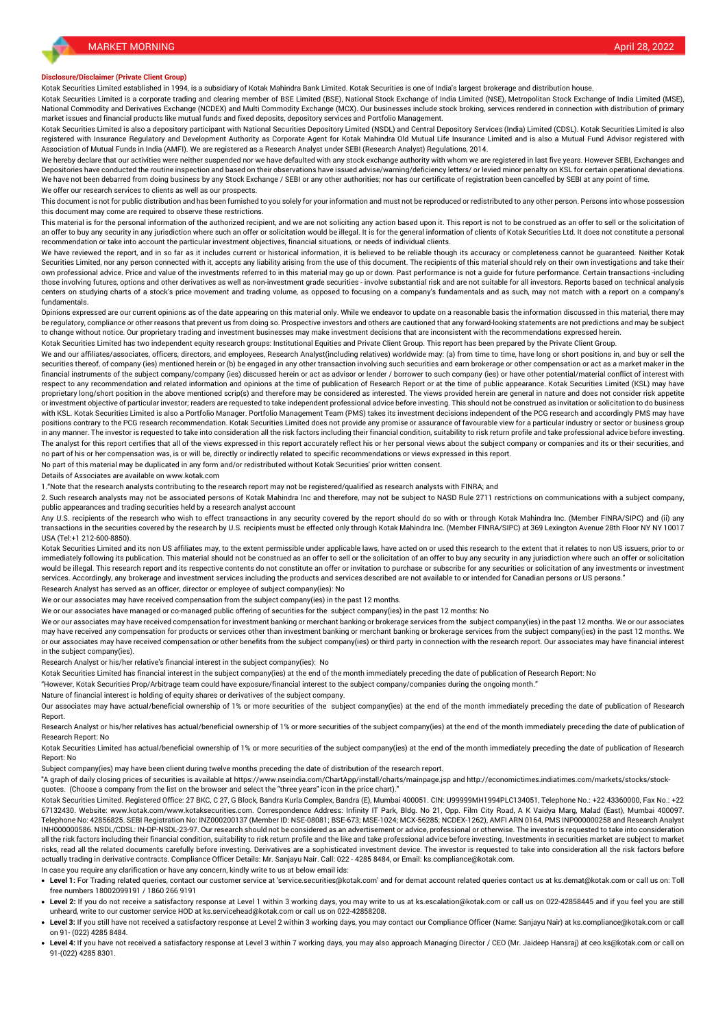**Disclosure/Disclaimer (Private Client Group)**

Kotak Securities Limited established in 1994, is a subsidiary of Kotak Mahindra Bank Limited. Kotak Securities is one of India's largest brokerage and distribution house.

Kotak Securities Limited is a corporate trading and clearing member of BSE Limited (BSE), National Stock Exchange of India Limited (NSE), Metropolitan Stock Exchange of India Limited (MSE), National Commodity and Derivatives Exchange (NCDEX) and Multi Commodity Exchange (MCX). Our businesses include stock broking, services rendered in connection with distribution of primary market issues and financial products like mutual funds and fixed deposits, depository services and Portfolio Management.

Kotak Securities Limited is also a depository participant with National Securities Depository Limited (NSDL) and Central Depository Services (India) Limited (CDSL). Kotak Securities Limited is also registered with Insurance Regulatory and Development Authority as Corporate Agent for Kotak Mahindra Old Mutual Life Insurance Limited and is also a Mutual Fund Advisor registered with Association of Mutual Funds in India (AMFI). We are registered as a Research Analyst under SEBI (Research Analyst) Regulations, 2014.

We hereby declare that our activities were neither suspended nor we have defaulted with any stock exchange authority with whom we are registered in last five years. However SEBI, Exchanges and Depositories have conducted the routine inspection and based on their observations have issued advise/warning/deficiency letters/ or levied minor penalty on KSL for certain operational deviations. We have not been debarred from doing business by any Stock Exchange / SEBI or any other authorities; nor has our certificate of registration been cancelled by SEBI at any point of time.

We offer our research services to clients as well as our prospects.

This document is not for public distribution and has been furnished to you solely for your information and must not be reproduced or redistributed to any other person. Persons into whose possession this document may come are required to observe these restrictions.

This material is for the personal information of the authorized recipient, and we are not soliciting any action based upon it. This report is not to be construed as an offer to sell or the solicitation of an offer to buy any security in any jurisdiction where such an offer or solicitation would be illegal. It is for the general information of clients of Kotak Securities Ltd. It does not constitute a personal recommendation or take into account the particular investment objectives, financial situations, or needs of individual clients.

We have reviewed the report, and in so far as it includes current or historical information, it is believed to be reliable though its accuracy or completeness cannot be guaranteed. Neither Kotak Securities Limited, nor any person connected with it, accepts any liability arising from the use of this document. The recipients of this material should rely on their own investigations and take their own professional advice. Price and value of the investments referred to in this material may go up or down. Past performance is not a guide for future performance. Certain transactions -including those involving futures, options and other derivatives as well as non-investment grade securities - involve substantial risk and are not suitable for all investors. Reports based on technical analysis centers on studying charts of a stock's price movement and trading volume, as opposed to focusing on a company's fundamentals and as such, may not match with a report on a company's fundamentals.

Opinions expressed are our current opinions as of the date appearing on this material only. While we endeavor to update on a reasonable basis the information discussed in this material, there may be regulatory, compliance or other reasons that prevent us from doing so. Prospective investors and others are cautioned that any forward-looking statements are not predictions and may be subject to change without notice. Our proprietary trading and investment businesses may make investment decisions that are inconsistent with the recommendations expressed herein.

Kotak Securities Limited has two independent equity research groups: Institutional Equities and Private Client Group. This report has been prepared by the Private Client Group.

We and our affiliates/associates, officers, directors, and employees, Research Analyst(including relatives) worldwide may: (a) from time to time, have long or short positions in, and buy or sell the securities thereof, of company (ies) mentioned herein or (b) be engaged in any other transaction involving such securities and earn brokerage or other compensation or act as a market maker in the financial instruments of the subject company/company (ies) discussed herein or act as advisor or lender / borrower to such company (ies) or have other potential/material conflict of interest with respect to any recommendation and related information and opinions at the time of publication of Research Report or at the time of public appearance. Kotak Securities Limited (KSL) may have proprietary long/short position in the above mentioned scrip(s) and therefore may be considered as interested. The views provided herein are general in nature and does not consider risk appetite or investment objective of particular investor; readers are requested to take independent professional advice before investing. This should not be construed as invitation or solicitation to do business with KSL. Kotak Securities Limited is also a Portfolio Manager. Portfolio Management Team (PMS) takes its investment decisions independent of the PCG research and accordingly PMS may have positions contrary to the PCG research recommendation. Kotak Securities Limited does not provide any promise or assurance of favourable view for a particular industry or sector or business group in any manner. The investor is requested to take into consideration all the risk factors including their financial condition, suitability to risk return profile and take professional advice before investing.

The analyst for this report certifies that all of the views expressed in this report accurately reflect his or her personal views about the subject company or companies and its or their securities, and no part of his or her compensation was, is or will be, directly or indirectly related to specific recommendations or views expressed in this report.

No part of this material may be duplicated in any form and/or redistributed without Kotak Securities' prior written consent.

Details of Associates are available on www.kotak.com

1."Note that the research analysts contributing to the research report may not be registered/qualified as research analysts with FINRA; and

2. Such research analysts may not be associated persons of Kotak Mahindra Inc and therefore, may not be subject to NASD Rule 2711 restrictions on communications with a subject company, public appearances and trading securities held by a research analyst account

Any U.S. recipients of the research who wish to effect transactions in any security covered by the report should do so with or through Kotak Mahindra Inc. (Member FINRA/SIPC) and (ii) any transactions in the securities covered by the research by U.S. recipients must be effected only through Kotak Mahindra Inc. (Member FINRA/SIPC) at 369 Lexington Avenue 28th Floor NY NY 10017 USA (Tel:+1 212-600-8850).

Kotak Securities Limited and its non US affiliates may, to the extent permissible under applicable laws, have acted on or used this research to the extent that it relates to non US issuers, prior to or immediately following its publication. This material should not be construed as an offer to sell or the solicitation of an offer to buy any security in any jurisdiction where such an offer or solicitation would be illegal. This research report and its respective contents do not constitute an offer or invitation to purchase or subscribe for any securities or solicitation of any investments or investment services. Accordingly, any brokerage and investment services including the products and services described are not available to or intended for Canadian persons or US persons."

Research Analyst has served as an officer, director or employee of subject company(ies): No

We or our associates may have received compensation from the subject company(ies) in the past 12 months.

We or our associates have managed or co-managed public offering of securities for the subject company(ies) in the past 12 months: No

We or our associates may have received compensation for investment banking or merchant banking or brokerage services from the subject company(ies) in the past 12 months. We or our associates may have received any compensation for products or services other than investment banking or merchant banking or brokerage services from the subject company(ies) in the past 12 months. We or our associates may have received compensation or other benefits from the subject company(ies) or third party in connection with the research report. Our associates may have financial interest in the subject company(ies).

Research Analyst or his/her relative's financial interest in the subject company(ies): No

Kotak Securities Limited has financial interest in the subject company(ies) at the end of the month immediately preceding the date of publication of Research Report: No

"However, Kotak Securities Prop/Arbitrage team could have exposure/financial interest to the subject company/companies during the ongoing month."

Nature of financial interest is holding of equity shares or derivatives of the subject company.

Our associates may have actual/beneficial ownership of 1% or more securities of the subject company(ies) at the end of the month immediately preceding the date of publication of Research Report.

Research Analyst or his/her relatives has actual/beneficial ownership of 1% or more securities of the subject company(ies) at the end of the month immediately preceding the date of publication of Research Report: No

Kotak Securities Limited has actual/beneficial ownership of 1% or more securities of the subject company(ies) at the end of the month immediately preceding the date of publication of Research Report: No

Subject company(ies) may have been client during twelve months preceding the date of distribution of the research report.

"A graph of daily closing prices of securities is available at https://www.nseindia.com/ChartApp/install/charts/mainpage.jsp and http://economictimes.indiatimes.com/markets/stocks/stock-quotes. (Choose a company from the list on the browser and select the "three years" icon in the price chart)."

Kotak Securities Limited. Registered Office: 27 BKC, C 27, G Block, Bandra Kurla Complex, Bandra (E), Mumbai 400051. CIN: U99999MH1994PLC134051, Telephone No.: +22 43360000, Fax No.: +22 67132430. Website: www.kotak.com/www.kotaksecurities.com. Correspondence Address: Infinity IT Park, Bldg. No 21, Opp. Film City Road, A K Vaidya Marg, Malad (East), Mumbai 400097. Telephone No: 42856825. SEBI Registration No: INZ000200137 (Member ID: NSE-08081; BSE-673; MSE-1024; MCX-56285; NCDEX-1262), AMFI ARN 0164, PMS INP000000258 and Research Analyst INH000000586. NSDL/CDSL: IN-DP-NSDL-23-97. Our research should not be considered as an advertisement or advice, professional or otherwise. The investor is requested to take into consideration all the risk factors including their financial condition, suitability to risk return profile and the like and take professional advice before investing. Investments in securities market are subject to market risks, read all the related documents carefully before investing. Derivatives are a sophisticated investment device. The investor is requested to take into consideration all the risk factors before actually trading in derivative contracts. Compliance Officer Details: Mr. Sanjayu Nair. Call: 022 - 4285 8484, or Email: ks.compliance@kotak.com.

In case you require any clarification or have any concern, kindly write to us at below email ids:

- **Level 1:** For Trading related queries, contact our customer service at 'service.securities@kotak.com' and for demat account related queries contact us at ks.demat@kotak.com or call us on: Toll free numbers 18002099191 / 1860 266 9191
- **Level 2:** If you do not receive a satisfactory response at Level 1 within 3 working days, you may write to us at ks.escalation@kotak.com or call us on 022-42858445 and if you feel you are still unheard, write to our customer service HOD at ks.servicehead@kotak.com or call us on 022-42858208.
- **Level 3:** If you still have not received a satisfactory response at Level 2 within 3 working days, you may contact our Compliance Officer (Name: Sanjayu Nair) at ks.compliance@kotak.com or call on 91- (022) 4285 8484.
- **Level 4:** If you have not received a satisfactory response at Level 3 within 7 working days, you may also approach Managing Director / CEO (Mr. Jaideep Hansraj) at ceo.ks@kotak.com or call on 91-(022) 4285 8301.